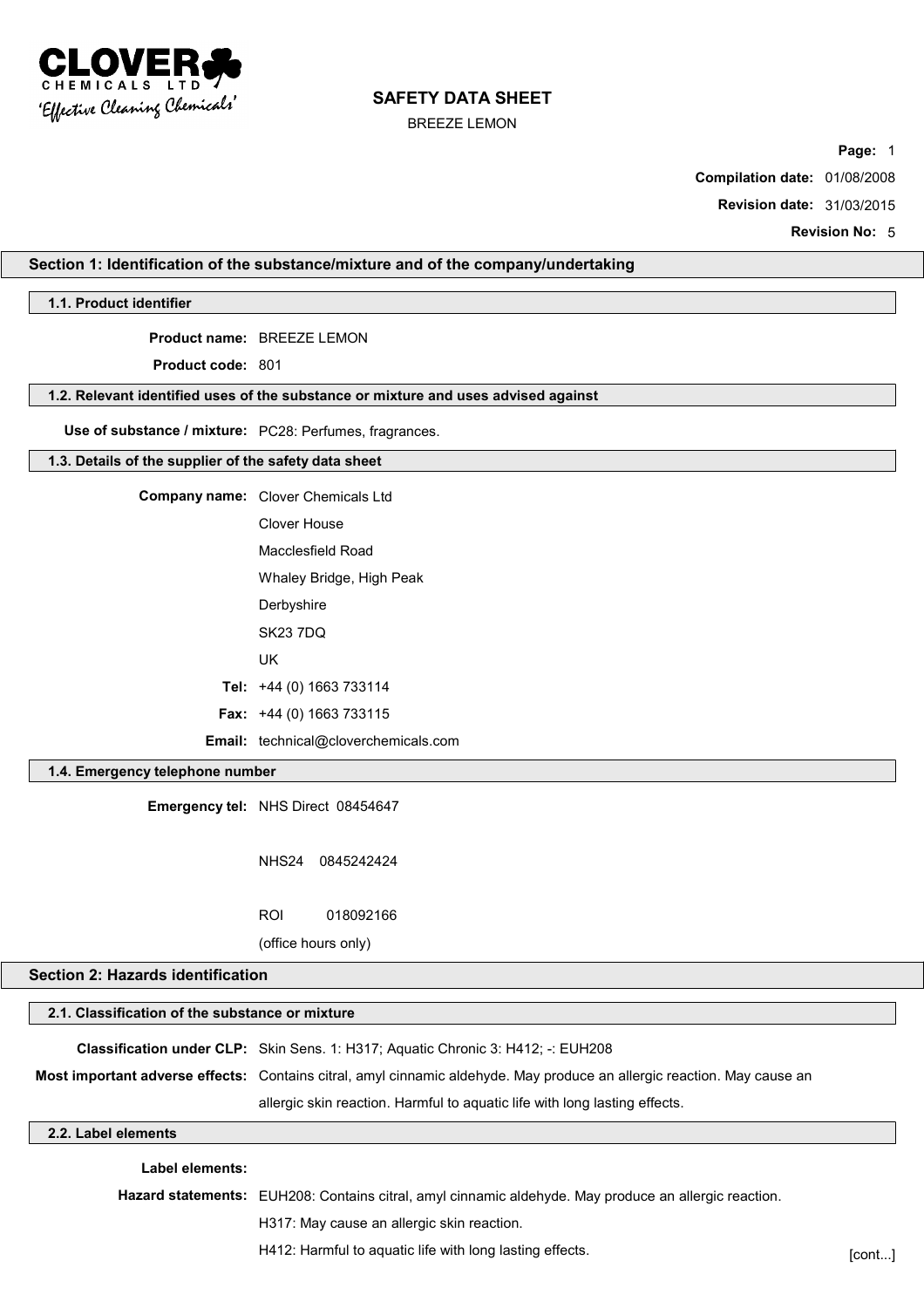CLOVER CHEMICALS LTD
'Effective Cleaning Chemicals'

# SAFETY DATA SHEET

BREEZE LEMON

**Compilation date:** 01/08/2008

**Revision date:** 31/03/2015

**Revision No:** 5

## Section 1: Identification of the substance/mixture and of the company/undertaking

### 1.1. Product identifier

**Product name:** BREEZE LEMON

**Product code:** 801

### 1.2. Relevant identified uses of the substance or mixture and uses advised against

**Use of substance / mixture:** PC28: Perfumes, fragrances.

### 1.3. Details of the supplier of the safety data sheet

**Company name:** Clover Chemicals Ltd

Clover House

Macclesfield Road

Whaley Bridge, High Peak

Derbyshire

SK23 7DQ

UK

**Tel:** +44 (0) 1663 733114

**Fax:** +44 (0) 1663 733115

**Email:** technical@cloverchemicals.com

### 1.4. Emergency telephone number

**Emergency tel:** NHS Direct 08454647

NHS24 0845242424

ROI 018092166

(office hours only)

## Section 2: Hazards identification

### 2.1. Classification of the substance or mixture

**Classification under CLP:** Skin Sens. 1: H317; Aquatic Chronic 3: H412; -: EUH208

**Most important adverse effects:** Contains citral, amyl cinnamic aldehyde. May produce an allergic reaction. May cause an allergic skin reaction. Harmful to aquatic life with long lasting effects.

### 2.2. Label elements

**Label elements:**

**Hazard statements:** EUH208: Contains citral, amyl cinnamic aldehyde. May produce an allergic reaction.

H317: May cause an allergic skin reaction.

H412: Harmful to aquatic life with long lasting effects.

[cont...]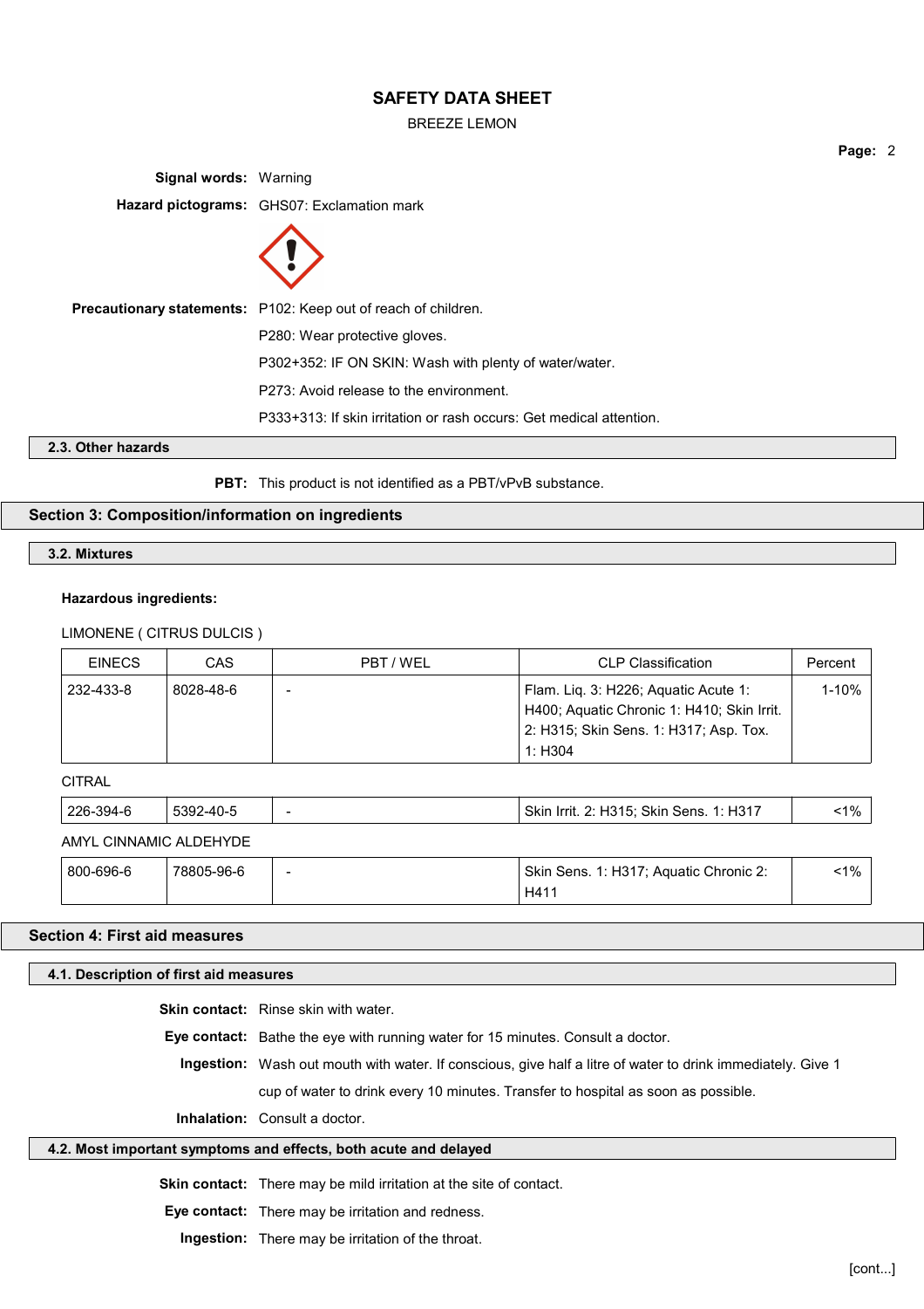**Signal words:** Warning

**Hazard pictograms:** GHS07: Exclamation mark

**Precautionary statements:** P102: Keep out of reach of children.

P280: Wear protective gloves.

P302+352: IF ON SKIN: Wash with plenty of water/water.

P273: Avoid release to the environment.

P333+313: If skin irritation or rash occurs: Get medical attention.

### 2.3. Other hazards

**PBT:** This product is not identified as a PBT/vPvB substance.

## Section 3: Composition/information on ingredients

### 3.2. Mixtures

**Hazardous ingredients:**

LIMONENE ( CITRUS DULCIS )

| EINECS | CAS | PBT / WEL | CLP Classification | Percent |
|---|---|---|---|---|
| 232-433-8 | 8028-48-6 | - | Flam. Liq. 3: H226; Aquatic Acute 1: H400; Aquatic Chronic 1: H410; Skin Irrit. 2: H315; Skin Sens. 1: H317; Asp. Tox. 1: H304 | 1-10% |

CITRAL

| EINECS | CAS | PBT / WEL | CLP Classification | Percent |
|---|---|---|---|---|
| 226-394-6 | 5392-40-5 | - | Skin Irrit. 2: H315; Skin Sens. 1: H317 | <1% |

AMYL CINNAMIC ALDEHYDE

| EINECS | CAS | PBT / WEL | CLP Classification | Percent |
|---|---|---|---|---|
| 800-696-6 | 78805-96-6 | - | Skin Sens. 1: H317; Aquatic Chronic 2: H411 | <1% |

## Section 4: First aid measures

### 4.1. Description of first aid measures

**Skin contact:** Rinse skin with water.

**Eye contact:** Bathe the eye with running water for 15 minutes. Consult a doctor.

**Ingestion:** Wash out mouth with water. If conscious, give half a litre of water to drink immediately. Give 1 cup of water to drink every 10 minutes. Transfer to hospital as soon as possible.

**Inhalation:** Consult a doctor.

### 4.2. Most important symptoms and effects, both acute and delayed

**Skin contact:** There may be mild irritation at the site of contact.

**Eye contact:** There may be irritation and redness.

**Ingestion:** There may be irritation of the throat.

[cont...]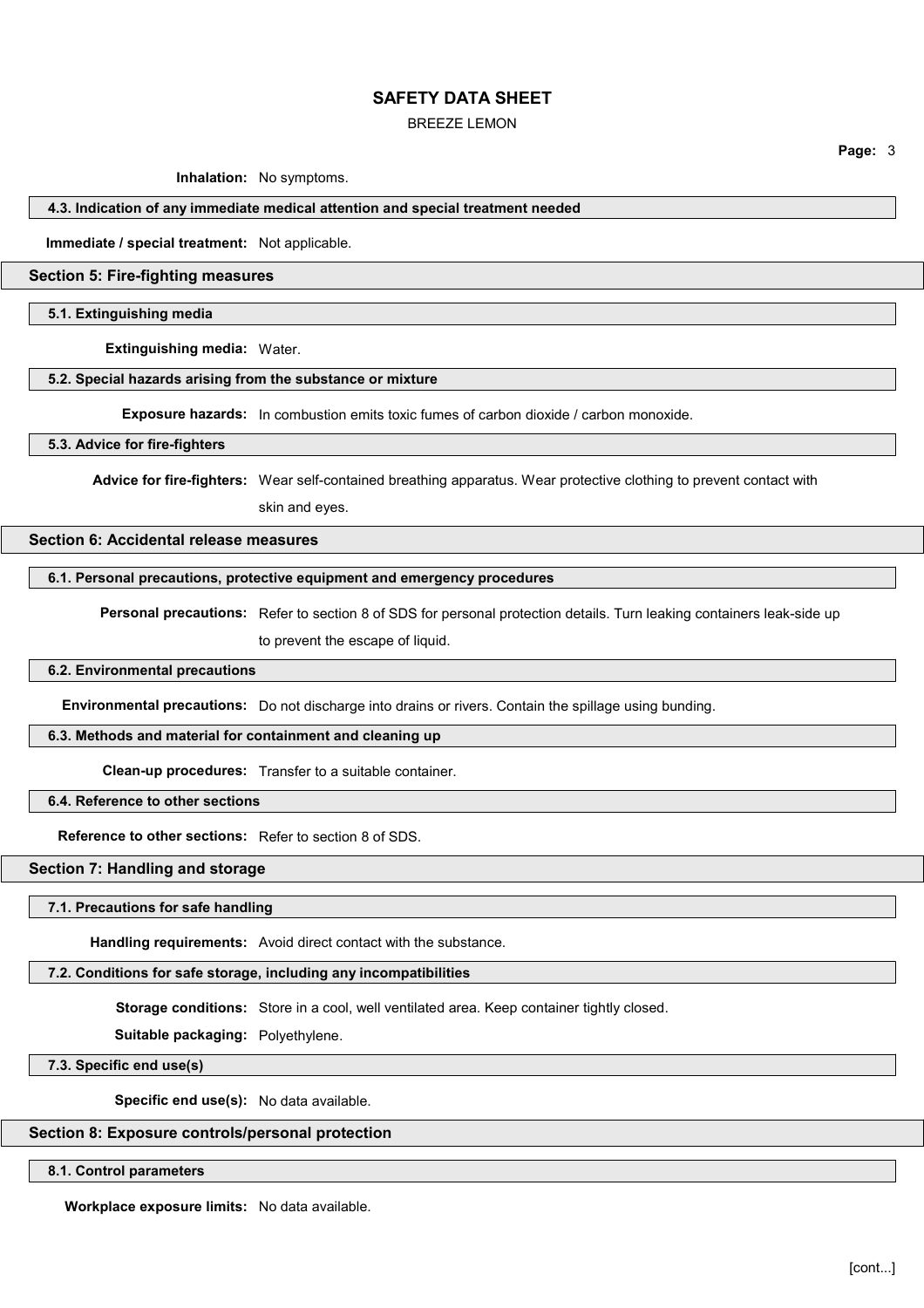**Inhalation:** No symptoms.

### 4.3. Indication of any immediate medical attention and special treatment needed

**Immediate / special treatment:** Not applicable.

## Section 5: Fire-fighting measures

### 5.1. Extinguishing media

**Extinguishing media:** Water.

### 5.2. Special hazards arising from the substance or mixture

**Exposure hazards:** In combustion emits toxic fumes of carbon dioxide / carbon monoxide.

### 5.3. Advice for fire-fighters

**Advice for fire-fighters:** Wear self-contained breathing apparatus. Wear protective clothing to prevent contact with skin and eyes.

## Section 6: Accidental release measures

### 6.1. Personal precautions, protective equipment and emergency procedures

**Personal precautions:** Refer to section 8 of SDS for personal protection details. Turn leaking containers leak-side up to prevent the escape of liquid.

### 6.2. Environmental precautions

**Environmental precautions:** Do not discharge into drains or rivers. Contain the spillage using bunding.

### 6.3. Methods and material for containment and cleaning up

**Clean-up procedures:** Transfer to a suitable container.

### 6.4. Reference to other sections

**Reference to other sections:** Refer to section 8 of SDS.

## Section 7: Handling and storage

### 7.1. Precautions for safe handling

**Handling requirements:** Avoid direct contact with the substance.

### 7.2. Conditions for safe storage, including any incompatibilities

**Storage conditions:** Store in a cool, well ventilated area. Keep container tightly closed.

**Suitable packaging:** Polyethylene.

### 7.3. Specific end use(s)

**Specific end use(s):** No data available.

## Section 8: Exposure controls/personal protection

### 8.1. Control parameters

**Workplace exposure limits:** No data available.

[cont...]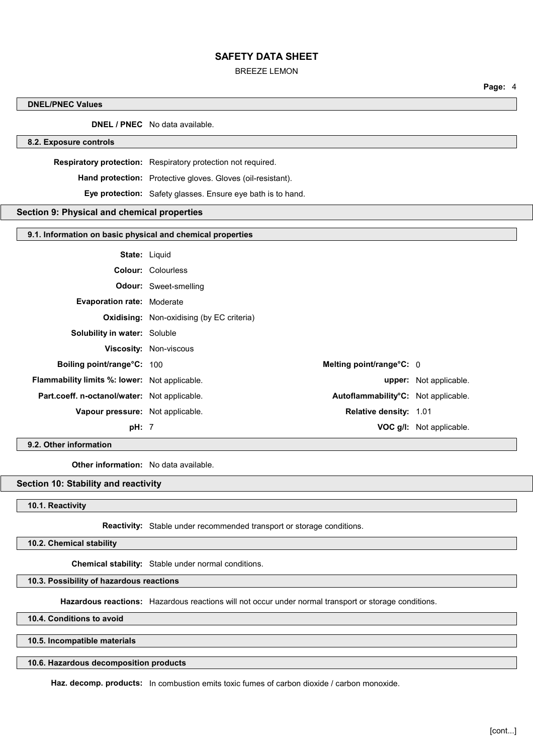#### DNEL/PNEC Values

**DNEL / PNEC** No data available.

#### 8.2. Exposure controls

**Respiratory protection:** Respiratory protection not required.

**Hand protection:** Protective gloves. Gloves (oil-resistant).

**Eye protection:** Safety glasses. Ensure eye bath is to hand.

## Section 9: Physical and chemical properties

#### 9.1. Information on basic physical and chemical properties

**State:** Liquid

**Colour:** Colourless

**Odour:** Sweet-smelling

**Evaporation rate:** Moderate

**Oxidising:** Non-oxidising (by EC criteria)

**Solubility in water:** Soluble

**Viscosity:** Non-viscous

| | | | |
|---|---|---|---|
| **Boiling point/range°C:** | 100 | **Melting point/range°C:** | 0 |
| **Flammability limits %: lower:** | Not applicable. | **upper:** | Not applicable. |
| **Part.coeff. n-octanol/water:** | Not applicable. | **Autoflammability°C:** | Not applicable. |
| **Vapour pressure:** | Not applicable. | **Relative density:** | 1.01 |
| **pH:** | 7 | **VOC g/l:** | Not applicable. |

#### 9.2. Other information

**Other information:** No data available.

## Section 10: Stability and reactivity

#### 10.1. Reactivity

**Reactivity:** Stable under recommended transport or storage conditions.

#### 10.2. Chemical stability

**Chemical stability:** Stable under normal conditions.

#### 10.3. Possibility of hazardous reactions

**Hazardous reactions:** Hazardous reactions will not occur under normal transport or storage conditions.

#### 10.4. Conditions to avoid

#### 10.5. Incompatible materials

#### 10.6. Hazardous decomposition products

**Haz. decomp. products:** In combustion emits toxic fumes of carbon dioxide / carbon monoxide.

[cont...]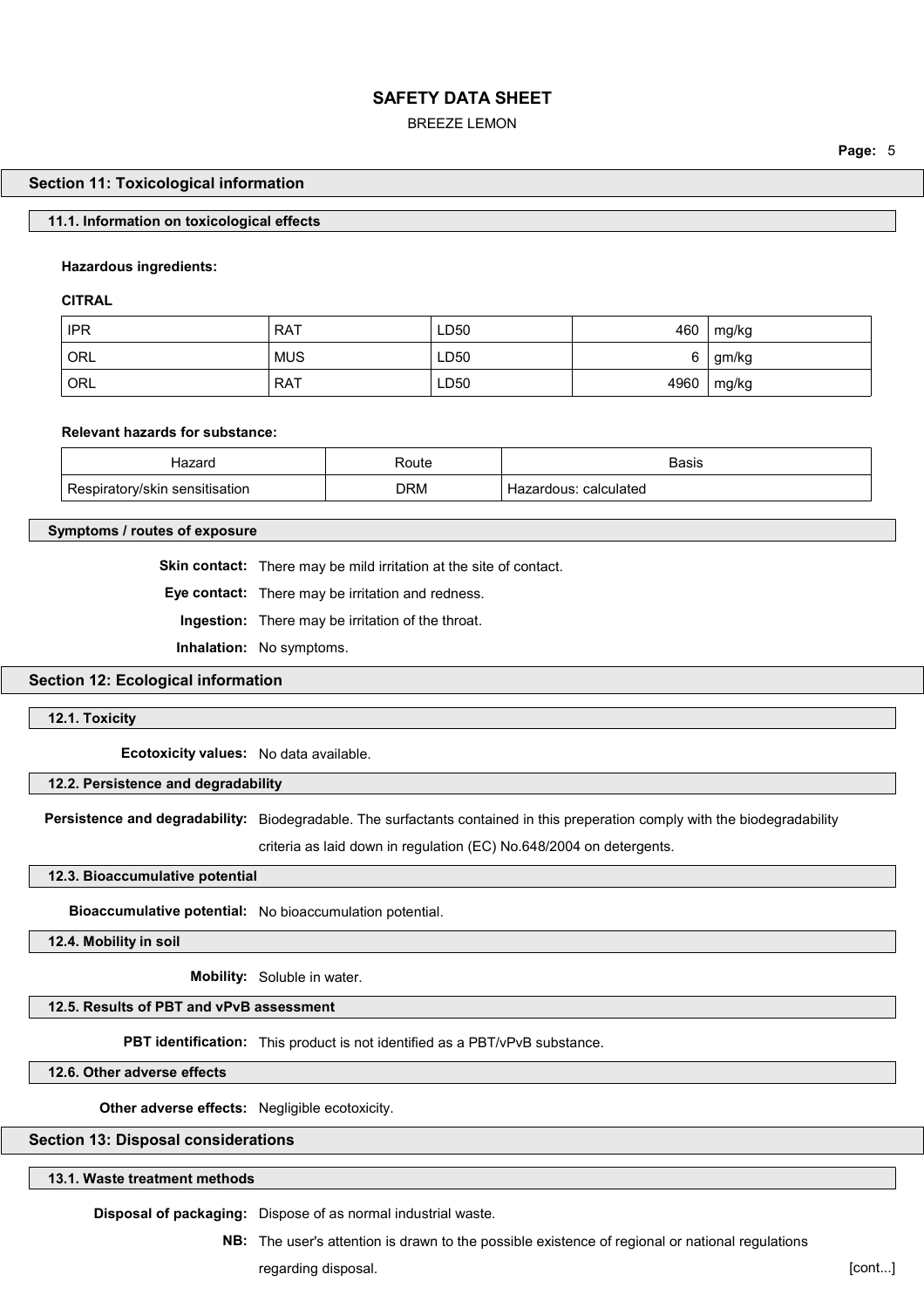## Section 11: Toxicological information

### 11.1. Information on toxicological effects

**Hazardous ingredients:**

**CITRAL**

| | | | | |
|---|---|---|---|---|
| IPR | RAT | LD50 | 460 | mg/kg |
| ORL | MUS | LD50 | 6 | gm/kg |
| ORL | RAT | LD50 | 4960 | mg/kg |

**Relevant hazards for substance:**

| Hazard | Route | Basis |
|---|---|---|
| Respiratory/skin sensitisation | DRM | Hazardous: calculated |

### Symptoms / routes of exposure

**Skin contact:** There may be mild irritation at the site of contact.

**Eye contact:** There may be irritation and redness.

**Ingestion:** There may be irritation of the throat.

**Inhalation:** No symptoms.

## Section 12: Ecological information

### 12.1. Toxicity

**Ecotoxicity values:** No data available.

### 12.2. Persistence and degradability

**Persistence and degradability:** Biodegradable. The surfactants contained in this preperation comply with the biodegradability criteria as laid down in regulation (EC) No.648/2004 on detergents.

### 12.3. Bioaccumulative potential

**Bioaccumulative potential:** No bioaccumulation potential.

### 12.4. Mobility in soil

**Mobility:** Soluble in water.

### 12.5. Results of PBT and vPvB assessment

**PBT identification:** This product is not identified as a PBT/vPvB substance.

### 12.6. Other adverse effects

**Other adverse effects:** Negligible ecotoxicity.

## Section 13: Disposal considerations

### 13.1. Waste treatment methods

**Disposal of packaging:** Dispose of as normal industrial waste.

**NB:** The user's attention is drawn to the possible existence of regional or national regulations regarding disposal.

[cont...]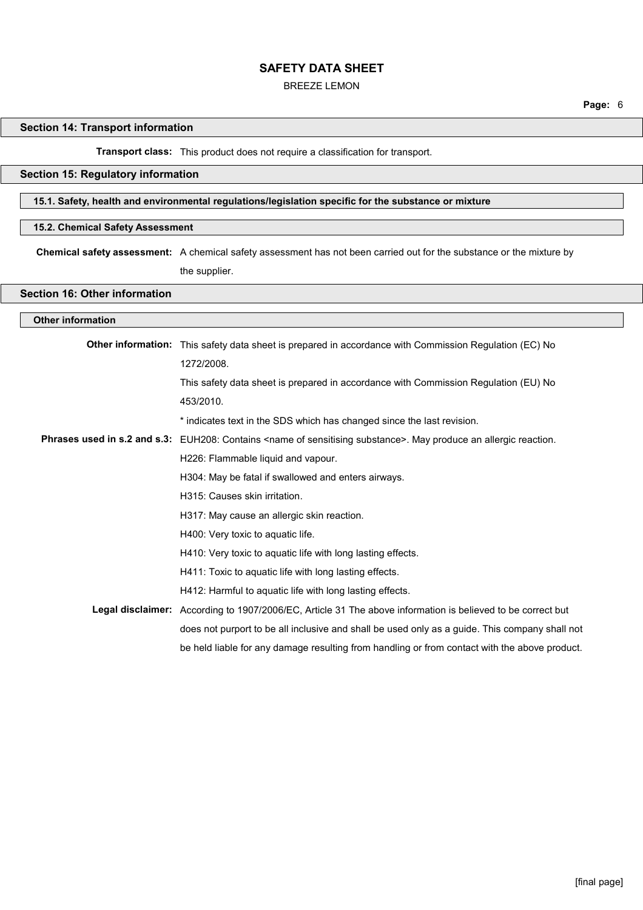## Section 14: Transport information

**Transport class:** This product does not require a classification for transport.

## Section 15: Regulatory information

### 15.1. Safety, health and environmental regulations/legislation specific for the substance or mixture

### 15.2. Chemical Safety Assessment

**Chemical safety assessment:** A chemical safety assessment has not been carried out for the substance or the mixture by the supplier.

## Section 16: Other information

### Other information

**Other information:** This safety data sheet is prepared in accordance with Commission Regulation (EC) No 1272/2008.

This safety data sheet is prepared in accordance with Commission Regulation (EU) No 453/2010.

* indicates text in the SDS which has changed since the last revision.

**Phrases used in s.2 and s.3:** EUH208: Contains <name of sensitising substance>. May produce an allergic reaction.

H226: Flammable liquid and vapour.

H304: May be fatal if swallowed and enters airways.

H315: Causes skin irritation.

H317: May cause an allergic skin reaction.

H400: Very toxic to aquatic life.

H410: Very toxic to aquatic life with long lasting effects.

H411: Toxic to aquatic life with long lasting effects.

H412: Harmful to aquatic life with long lasting effects.

**Legal disclaimer:** According to 1907/2006/EC, Article 31 The above information is believed to be correct but does not purport to be all inclusive and shall be used only as a guide. This company shall not be held liable for any damage resulting from handling or from contact with the above product.

[final page]